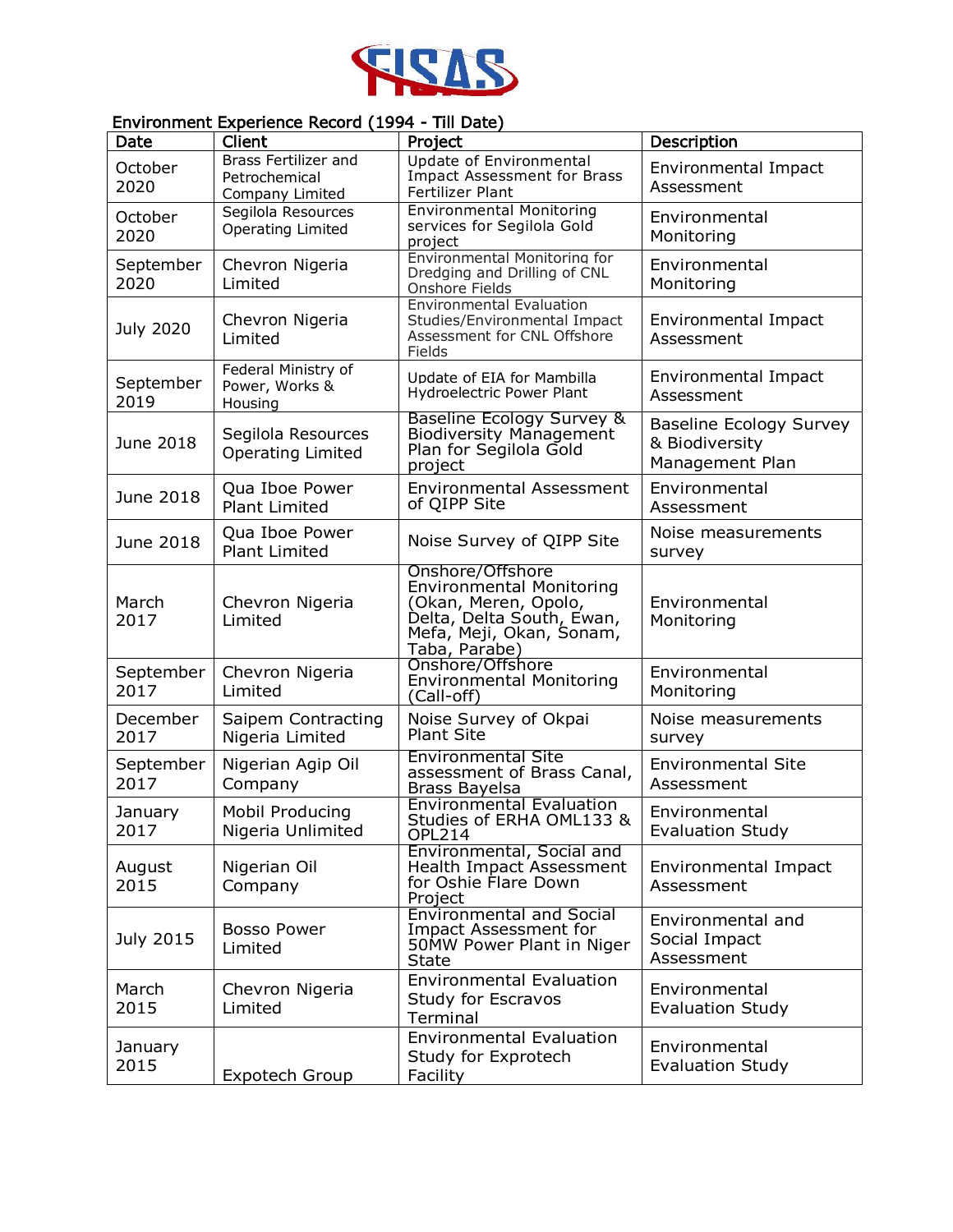FISAS

Environment Experience Record (1994 - Till Date)

| Date | Client | Project | Description |
|---|---|---|---|
| October 2020 | Brass Fertilizer and Petrochemical Company Limited | Update of Environmental Impact Assessment for Brass Fertilizer Plant | Environmental Impact Assessment |
| October 2020 | Segilola Resources Operating Limited | Environmental Monitoring services for Segilola Gold project | Environmental Monitoring |
| September 2020 | Chevron Nigeria Limited | Environmental Monitoring for Dredging and Drilling of CNL Onshore Fields | Environmental Monitoring |
| July 2020 | Chevron Nigeria Limited | Environmental Evaluation Studies/Environmental Impact Assessment for CNL Offshore Fields | Environmental Impact Assessment |
| September 2019 | Federal Ministry of Power, Works & Housing | Update of EIA for Mambilla Hydroelectric Power Plant | Environmental Impact Assessment |
| June 2018 | Segilola Resources Operating Limited | Baseline Ecology Survey & Biodiversity Management Plan for Segilola Gold project | Baseline Ecology Survey & Biodiversity Management Plan |
| June 2018 | Qua Iboe Power Plant Limited | Environmental Assessment of QIPP Site | Environmental Assessment |
| June 2018 | Qua Iboe Power Plant Limited | Noise Survey of QIPP Site | Noise measurements survey |
| March 2017 | Chevron Nigeria Limited | Onshore/Offshore Environmental Monitoring (Okan, Meren, Opolo, Delta, Delta South, Ewan, Mefa, Meji, Okan, Sonam, Taba, Parabe) | Environmental Monitoring |
| September 2017 | Chevron Nigeria Limited | Onshore/Offshore Environmental Monitoring (Call-off) | Environmental Monitoring |
| December 2017 | Saipem Contracting Nigeria Limited | Noise Survey of Okpai Plant Site | Noise measurements survey |
| September 2017 | Nigerian Agip Oil Company | Environmental Site assessment of Brass Canal, Brass Bayelsa | Environmental Site Assessment |
| January 2017 | Mobil Producing Nigeria Unlimited | Environmental Evaluation Studies of ERHA OML133 & OPL214 | Environmental Evaluation Study |
| August 2015 | Nigerian Oil Company | Environmental, Social and Health Impact Assessment for Oshie Flare Down Project | Environmental Impact Assessment |
| July 2015 | Bosso Power Limited | Environmental and Social Impact Assessment for 50MW Power Plant in Niger State | Environmental and Social Impact Assessment |
| March 2015 | Chevron Nigeria Limited | Environmental Evaluation Study for Escravos Terminal | Environmental Evaluation Study |
| January 2015 | Expotech Group | Environmental Evaluation Study for Exprotech Facility | Environmental Evaluation Study |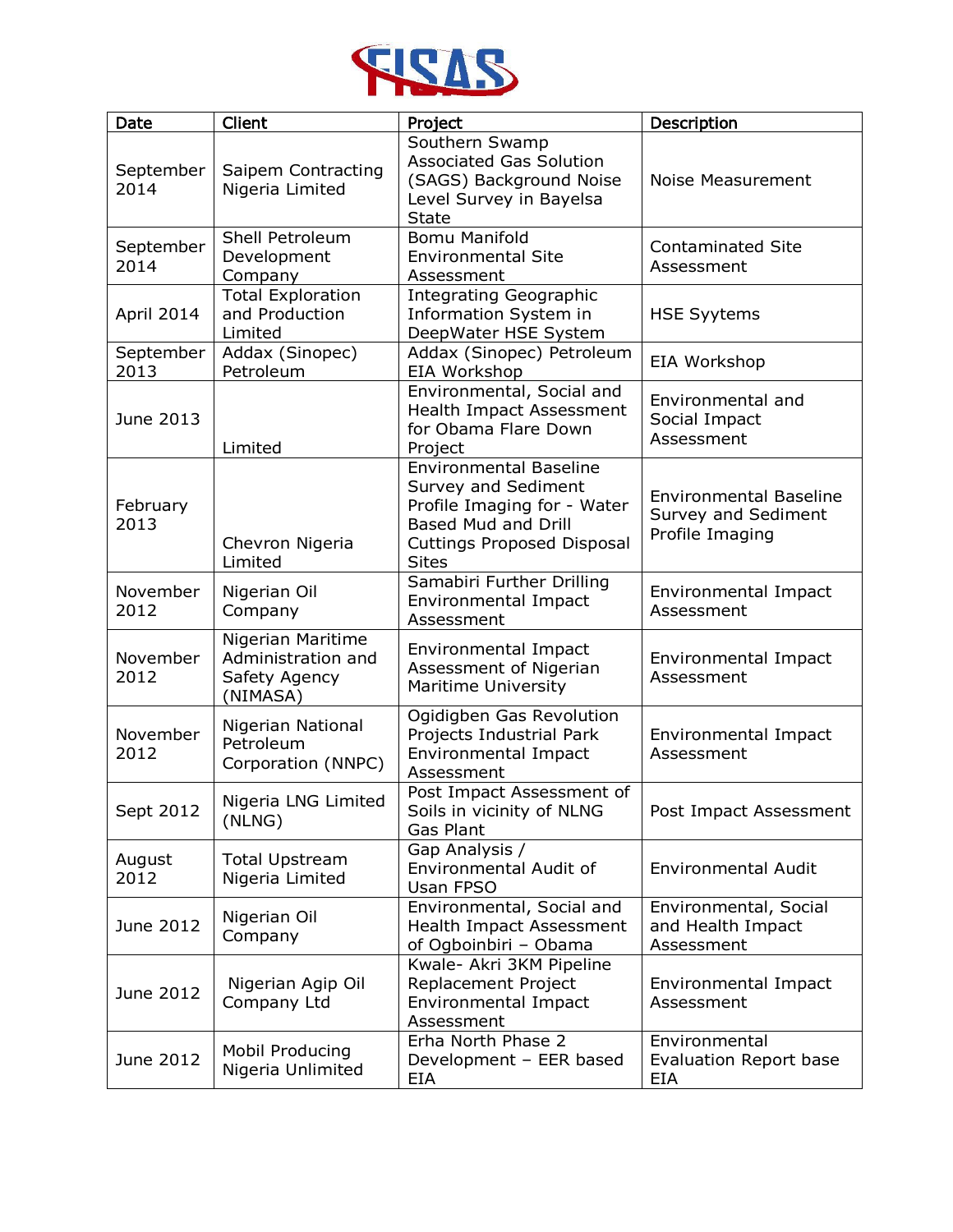| Date | Client | Project | Description |
|---|---|---|---|
| September 2014 | Saipem Contracting Nigeria Limited | Southern Swamp Associated Gas Solution (SAGS) Background Noise Level Survey in Bayelsa State | Noise Measurement |
| September 2014 | Shell Petroleum Development Company | Bomu Manifold Environmental Site Assessment | Contaminated Site Assessment |
| April 2014 | Total Exploration and Production Limited | Integrating Geographic Information System in DeepWater HSE System | HSE Syytems |
| September 2013 | Addax (Sinopec) Petroleum | Addax (Sinopec) Petroleum EIA Workshop | EIA Workshop |
| June 2013 | Limited | Environmental, Social and Health Impact Assessment for Obama Flare Down Project | Environmental and Social Impact Assessment |
| February 2013 | Chevron Nigeria Limited | Environmental Baseline Survey and Sediment Profile Imaging for - Water Based Mud and Drill Cuttings Proposed Disposal Sites | Environmental Baseline Survey and Sediment Profile Imaging |
| November 2012 | Nigerian Oil Company | Samabiri Further Drilling Environmental Impact Assessment | Environmental Impact Assessment |
| November 2012 | Nigerian Maritime Administration and Safety Agency (NIMASA) | Environmental Impact Assessment of Nigerian Maritime University | Environmental Impact Assessment |
| November 2012 | Nigerian National Petroleum Corporation (NNPC) | Ogidigben Gas Revolution Projects Industrial Park Environmental Impact Assessment | Environmental Impact Assessment |
| Sept 2012 | Nigeria LNG Limited (NLNG) | Post Impact Assessment of Soils in vicinity of NLNG Gas Plant | Post Impact Assessment |
| August 2012 | Total Upstream Nigeria Limited | Gap Analysis / Environmental Audit of Usan FPSO | Environmental Audit |
| June 2012 | Nigerian Oil Company | Environmental, Social and Health Impact Assessment of Ogboinbiri – Obama | Environmental, Social and Health Impact Assessment |
| June 2012 | Nigerian Agip Oil Company Ltd | Kwale- Akri 3KM Pipeline Replacement Project Environmental Impact Assessment | Environmental Impact Assessment |
| June 2012 | Mobil Producing Nigeria Unlimited | Erha North Phase 2 Development – EER based EIA | Environmental Evaluation Report base EIA |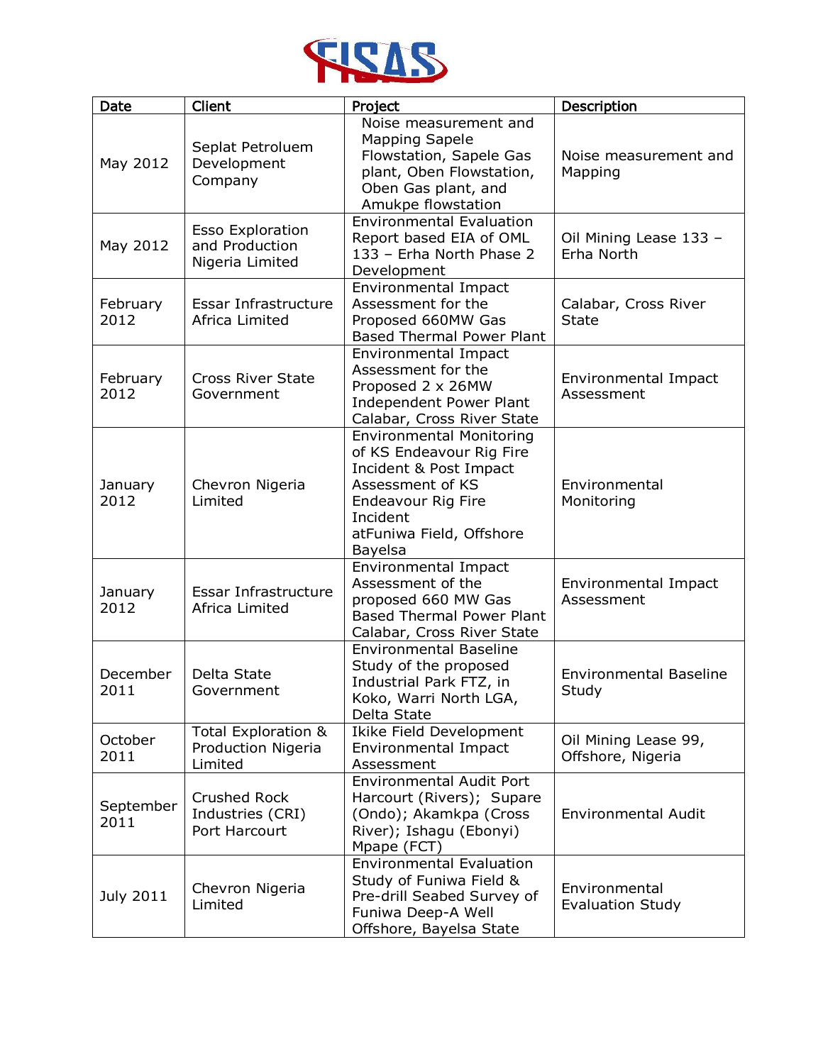| Date | Client | Project | Description |
| --- | --- | --- | --- |
| May 2012 | Seplat Petroluem Development Company | Noise measurement and Mapping Sapele Flowstation, Sapele Gas plant, Oben Flowstation, Oben Gas plant, and Amukpe flowstation | Noise measurement and Mapping |
| May 2012 | Esso Exploration and Production Nigeria Limited | Environmental Evaluation Report based EIA of OML 133 – Erha North Phase 2 Development | Oil Mining Lease 133 – Erha North |
| February 2012 | Essar Infrastructure Africa Limited | Environmental Impact Assessment for the Proposed 660MW Gas Based Thermal Power Plant | Calabar, Cross River State |
| February 2012 | Cross River State Government | Environmental Impact Assessment for the Proposed 2 x 26MW Independent Power Plant Calabar, Cross River State | Environmental Impact Assessment |
| January 2012 | Chevron Nigeria Limited | Environmental Monitoring of KS Endeavour Rig Fire Incident & Post Impact Assessment of KS Endeavour Rig Fire Incident atFuniwa Field, Offshore Bayelsa | Environmental Monitoring |
| January 2012 | Essar Infrastructure Africa Limited | Environmental Impact Assessment of the proposed 660 MW Gas Based Thermal Power Plant Calabar, Cross River State | Environmental Impact Assessment |
| December 2011 | Delta State Government | Environmental Baseline Study of the proposed Industrial Park FTZ, in Koko, Warri North LGA, Delta State | Environmental Baseline Study |
| October 2011 | Total Exploration & Production Nigeria Limited | Ikike Field Development Environmental Impact Assessment | Oil Mining Lease 99, Offshore, Nigeria |
| September 2011 | Crushed Rock Industries (CRI) Port Harcourt | Environmental Audit Port Harcourt (Rivers); Supare (Ondo); Akamkpa (Cross River); Ishagu (Ebonyi) Mpape (FCT) | Environmental Audit |
| July 2011 | Chevron Nigeria Limited | Environmental Evaluation Study of Funiwa Field & Pre-drill Seabed Survey of Funiwa Deep-A Well Offshore, Bayelsa State | Environmental Evaluation Study |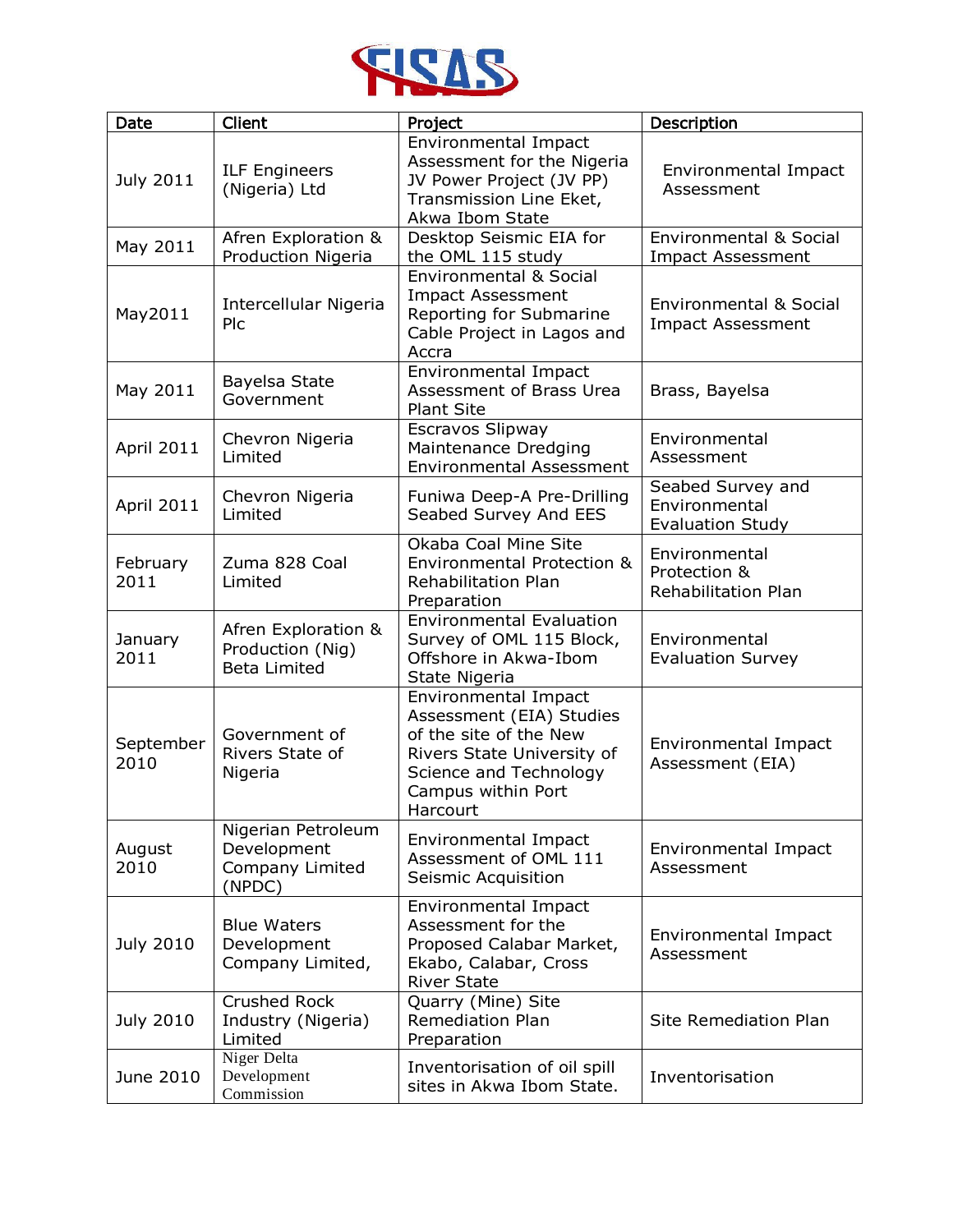| Date | Client | Project | Description |
|---|---|---|---|
| July 2011 | ILF Engineers (Nigeria) Ltd | Environmental Impact Assessment for the Nigeria JV Power Project (JV PP) Transmission Line Eket, Akwa Ibom State | Environmental Impact Assessment |
| May 2011 | Afren Exploration & Production Nigeria | Desktop Seismic EIA for the OML 115 study | Environmental & Social Impact Assessment |
| May2011 | Intercellular Nigeria Plc | Environmental & Social Impact Assessment Reporting for Submarine Cable Project in Lagos and Accra | Environmental & Social Impact Assessment |
| May 2011 | Bayelsa State Government | Environmental Impact Assessment of Brass Urea Plant Site | Brass, Bayelsa |
| April 2011 | Chevron Nigeria Limited | Escravos Slipway Maintenance Dredging Environmental Assessment | Environmental Assessment |
| April 2011 | Chevron Nigeria Limited | Funiwa Deep-A Pre-Drilling Seabed Survey And EES | Seabed Survey and Environmental Evaluation Study |
| February 2011 | Zuma 828 Coal Limited | Okaba Coal Mine Site Environmental Protection & Rehabilitation Plan Preparation | Environmental Protection & Rehabilitation Plan |
| January 2011 | Afren Exploration & Production (Nig) Beta Limited | Environmental Evaluation Survey of OML 115 Block, Offshore in Akwa-Ibom State Nigeria | Environmental Evaluation Survey |
| September 2010 | Government of Rivers State of Nigeria | Environmental Impact Assessment (EIA) Studies of the site of the New Rivers State University of Science and Technology Campus within Port Harcourt | Environmental Impact Assessment (EIA) |
| August 2010 | Nigerian Petroleum Development Company Limited (NPDC) | Environmental Impact Assessment of OML 111 Seismic Acquisition | Environmental Impact Assessment |
| July 2010 | Blue Waters Development Company Limited, | Environmental Impact Assessment for the Proposed Calabar Market, Ekabo, Calabar, Cross River State | Environmental Impact Assessment |
| July 2010 | Crushed Rock Industry (Nigeria) Limited | Quarry (Mine) Site Remediation Plan Preparation | Site Remediation Plan |
| June 2010 | Niger Delta Development Commission | Inventorisation of oil spill sites in Akwa Ibom State. | Inventorisation |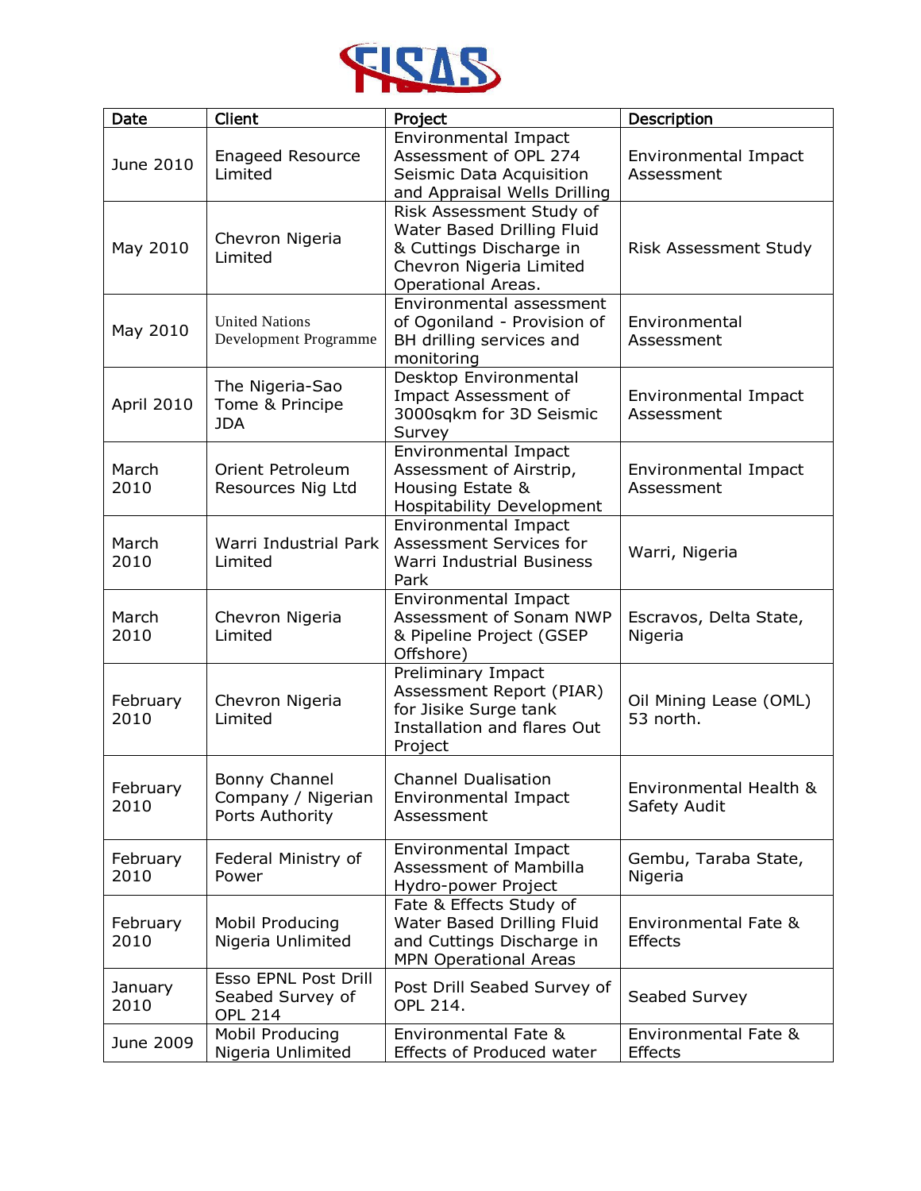| Date | Client | Project | Description |
|---|---|---|---|
| June 2010 | Engageed Resource Limited | Environmental Impact Assessment of OPL 274 Seismic Data Acquisition and Appraisal Wells Drilling | Environmental Impact Assessment |
| May 2010 | Chevron Nigeria Limited | Risk Assessment Study of Water Based Drilling Fluid & Cuttings Discharge in Chevron Nigeria Limited Operational Areas. | Risk Assessment Study |
| May 2010 | United Nations Development Programme | Environmental assessment of Ogoniland - Provision of BH drilling services and monitoring | Environmental Assessment |
| April 2010 | The Nigeria-Sao Tome & Principe JDA | Desktop Environmental Impact Assessment of 3000sqkm for 3D Seismic Survey | Environmental Impact Assessment |
| March 2010 | Orient Petroleum Resources Nig Ltd | Environmental Impact Assessment of Airstrip, Housing Estate & Hospitability Development | Environmental Impact Assessment |
| March 2010 | Warri Industrial Park Limited | Environmental Impact Assessment Services for Warri Industrial Business Park | Warri, Nigeria |
| March 2010 | Chevron Nigeria Limited | Environmental Impact Assessment of Sonam NWP & Pipeline Project (GSEP Offshore) | Escravos, Delta State, Nigeria |
| February 2010 | Chevron Nigeria Limited | Preliminary Impact Assessment Report (PIAR) for Jisike Surge tank Installation and flares Out Project | Oil Mining Lease (OML) 53 north. |
| February 2010 | Bonny Channel Company / Nigerian Ports Authority | Channel Dualisation Environmental Impact Assessment | Environmental Health & Safety Audit |
| February 2010 | Federal Ministry of Power | Environmental Impact Assessment of Mambilla Hydro-power Project | Gembu, Taraba State, Nigeria |
| February 2010 | Mobil Producing Nigeria Unlimited | Fate & Effects Study of Water Based Drilling Fluid and Cuttings Discharge in MPN Operational Areas | Environmental Fate & Effects |
| January 2010 | Esso EPNL Post Drill Seabed Survey of OPL 214 | Post Drill Seabed Survey of OPL 214. | Seabed Survey |
| June 2009 | Mobil Producing Nigeria Unlimited | Environmental Fate & Effects of Produced water | Environmental Fate & Effects |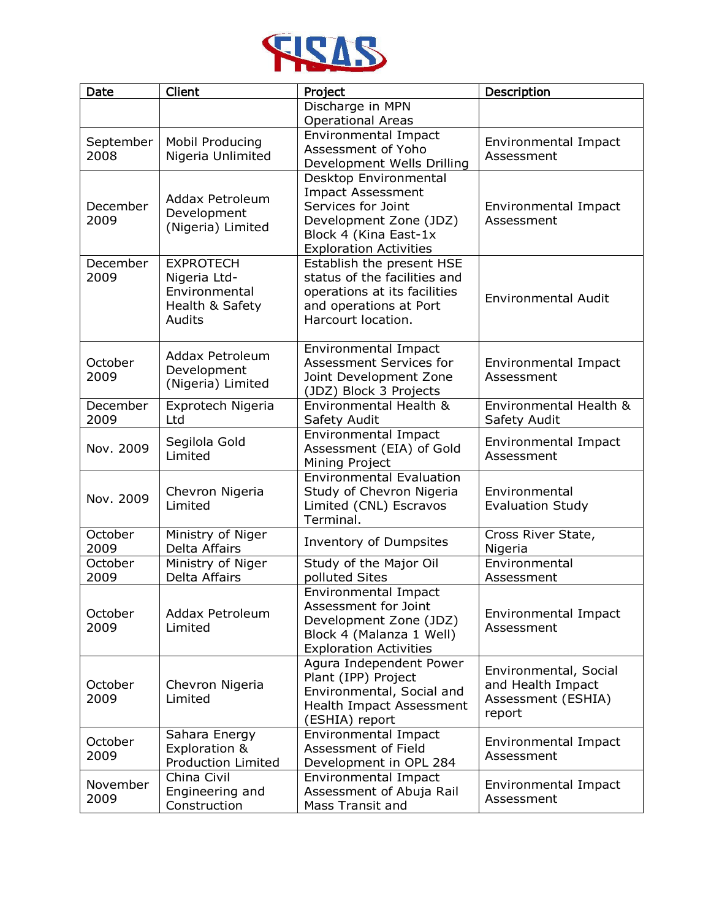| Date | Client | Project | Description |
| --- | --- | --- | --- |
| | | Discharge in MPN Operational Areas | |
| September 2008 | Mobil Producing Nigeria Unlimited | Environmental Impact Assessment of Yoho Development Wells Drilling | Environmental Impact Assessment |
| December 2009 | Addax Petroleum Development (Nigeria) Limited | Desktop Environmental Impact Assessment Services for Joint Development Zone (JDZ) Block 4 (Kina East-1x Exploration Activities | Environmental Impact Assessment |
| December 2009 | EXPROTECH Nigeria Ltd- Environmental Health & Safety Audits | Establish the present HSE status of the facilities and operations at its facilities and operations at Port Harcourt location. | Environmental Audit |
| October 2009 | Addax Petroleum Development (Nigeria) Limited | Environmental Impact Assessment Services for Joint Development Zone (JDZ) Block 3 Projects | Environmental Impact Assessment |
| December 2009 | Exprotech Nigeria Ltd | Environmental Health & Safety Audit | Environmental Health & Safety Audit |
| Nov. 2009 | Segilola Gold Limited | Environmental Impact Assessment (EIA) of Gold Mining Project | Environmental Impact Assessment |
| Nov. 2009 | Chevron Nigeria Limited | Environmental Evaluation Study of Chevron Nigeria Limited (CNL) Escravos Terminal. | Environmental Evaluation Study |
| October 2009 | Ministry of Niger Delta Affairs | Inventory of Dumpsites | Cross River State, Nigeria |
| October 2009 | Ministry of Niger Delta Affairs | Study of the Major Oil polluted Sites | Environmental Assessment |
| October 2009 | Addax Petroleum Limited | Environmental Impact Assessment for Joint Development Zone (JDZ) Block 4 (Malanza 1 Well) Exploration Activities | Environmental Impact Assessment |
| October 2009 | Chevron Nigeria Limited | Agura Independent Power Plant (IPP) Project Environmental, Social and Health Impact Assessment (ESHIA) report | Environmental, Social and Health Impact Assessment (ESHIA) report |
| October 2009 | Sahara Energy Exploration & Production Limited | Environmental Impact Assessment of Field Development in OPL 284 | Environmental Impact Assessment |
| November 2009 | China Civil Engineering and Construction | Environmental Impact Assessment of Abuja Rail Mass Transit and | Environmental Impact Assessment |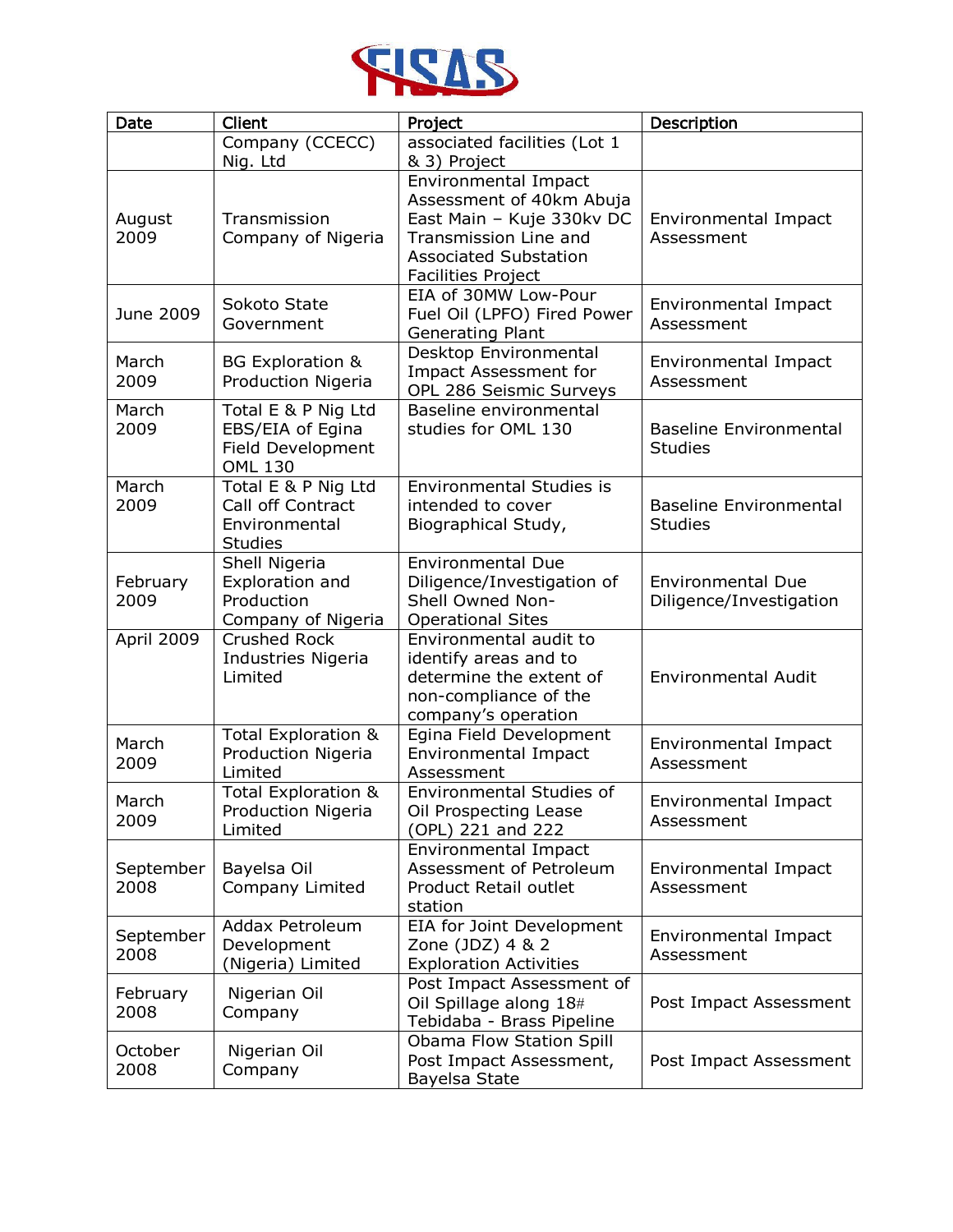| Date | Client | Project | Description |
|---|---|---|---|
| | Company (CCECC) Nig. Ltd | associated facilities (Lot 1 & 3) Project | |
| August 2009 | Transmission Company of Nigeria | Environmental Impact Assessment of 40km Abuja East Main – Kuje 330kv DC Transmission Line and Associated Substation Facilities Project | Environmental Impact Assessment |
| June 2009 | Sokoto State Government | EIA of 30MW Low-Pour Fuel Oil (LPFO) Fired Power Generating Plant | Environmental Impact Assessment |
| March 2009 | BG Exploration & Production Nigeria | Desktop Environmental Impact Assessment for OPL 286 Seismic Surveys | Environmental Impact Assessment |
| March 2009 | Total E & P Nig Ltd EBS/EIA of Egina Field Development OML 130 | Baseline environmental studies for OML 130 | Baseline Environmental Studies |
| March 2009 | Total E & P Nig Ltd Call off Contract Environmental Studies | Environmental Studies is intended to cover Biographical Study, | Baseline Environmental Studies |
| February 2009 | Shell Nigeria Exploration and Production Company of Nigeria | Environmental Due Diligence/Investigation of Shell Owned Non-Operational Sites | Environmental Due Diligence/Investigation |
| April 2009 | Crushed Rock Industries Nigeria Limited | Environmental audit to identify areas and to determine the extent of non-compliance of the company's operation | Environmental Audit |
| March 2009 | Total Exploration & Production Nigeria Limited | Egina Field Development Environmental Impact Assessment | Environmental Impact Assessment |
| March 2009 | Total Exploration & Production Nigeria Limited | Environmental Studies of Oil Prospecting Lease (OPL) 221 and 222 | Environmental Impact Assessment |
| September 2008 | Bayelsa Oil Company Limited | Environmental Impact Assessment of Petroleum Product Retail outlet station | Environmental Impact Assessment |
| September 2008 | Addax Petroleum Development (Nigeria) Limited | EIA for Joint Development Zone (JDZ) 4 & 2 Exploration Activities | Environmental Impact Assessment |
| February 2008 | Nigerian Oil Company | Post Impact Assessment of Oil Spillage along 18# Tebidaba - Brass Pipeline | Post Impact Assessment |
| October 2008 | Nigerian Oil Company | Obama Flow Station Spill Post Impact Assessment, Bayelsa State | Post Impact Assessment |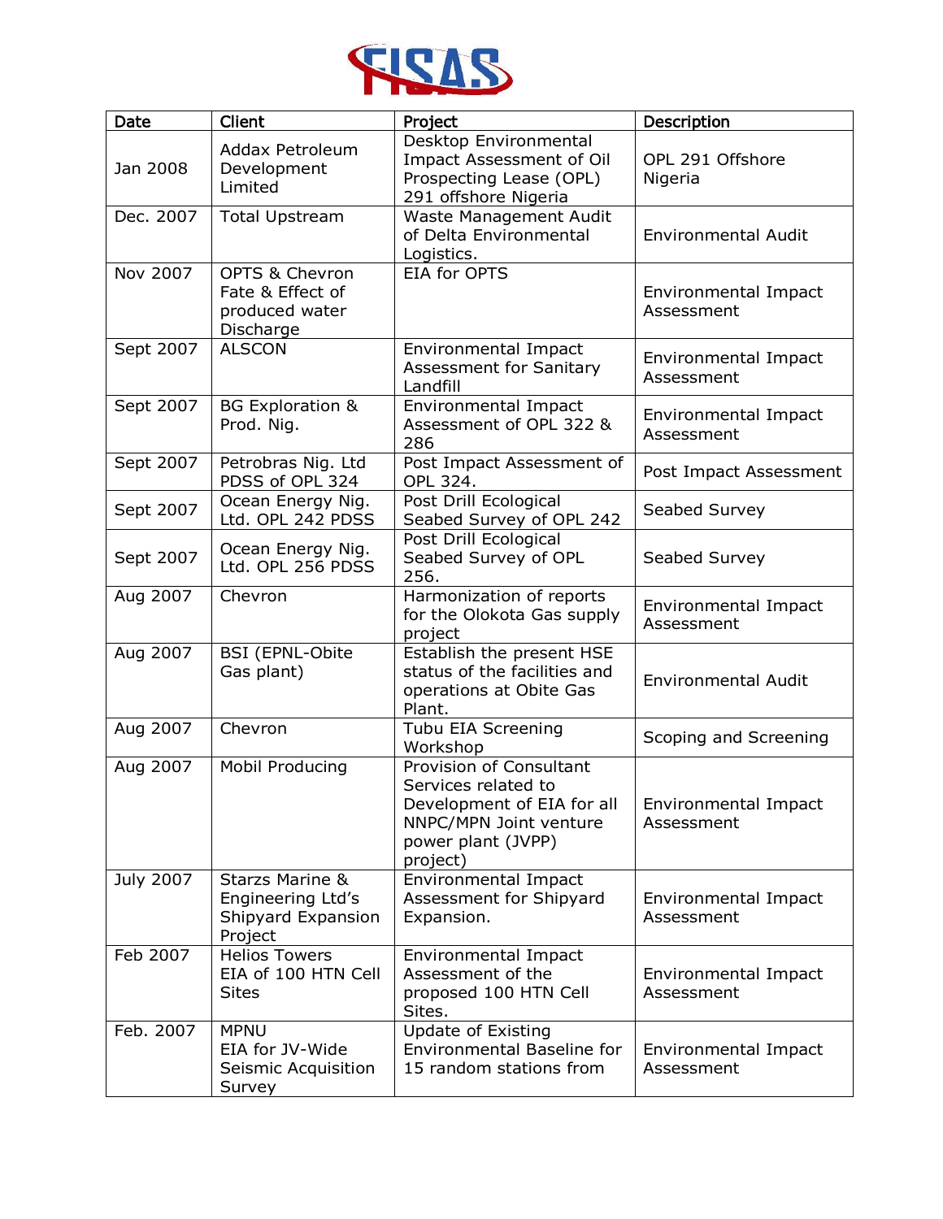| Date | Client | Project | Description |
|---|---|---|---|
| Jan 2008 | Addax Petroleum Development Limited | Desktop Environmental Impact Assessment of Oil Prospecting Lease (OPL) 291 offshore Nigeria | OPL 291 Offshore Nigeria |
| Dec. 2007 | Total Upstream | Waste Management Audit of Delta Environmental Logistics. | Environmental Audit |
| Nov 2007 | OPTS & Chevron Fate & Effect of produced water Discharge | EIA for OPTS | Environmental Impact Assessment |
| Sept 2007 | ALSCON | Environmental Impact Assessment for Sanitary Landfill | Environmental Impact Assessment |
| Sept 2007 | BG Exploration & Prod. Nig. | Environmental Impact Assessment of OPL 322 & 286 | Environmental Impact Assessment |
| Sept 2007 | Petrobras Nig. Ltd PDSS of OPL 324 | Post Impact Assessment of OPL 324. | Post Impact Assessment |
| Sept 2007 | Ocean Energy Nig. Ltd. OPL 242 PDSS | Post Drill Ecological Seabed Survey of OPL 242 | Seabed Survey |
| Sept 2007 | Ocean Energy Nig. Ltd. OPL 256 PDSS | Post Drill Ecological Seabed Survey of OPL 256. | Seabed Survey |
| Aug 2007 | Chevron | Harmonization of reports for the Olokota Gas supply project | Environmental Impact Assessment |
| Aug 2007 | BSI (EPNL-Obite Gas plant) | Establish the present HSE status of the facilities and operations at Obite Gas Plant. | Environmental Audit |
| Aug 2007 | Chevron | Tubu EIA Screening Workshop | Scoping and Screening |
| Aug 2007 | Mobil Producing | Provision of Consultant Services related to Development of EIA for all NNPC/MPN Joint venture power plant (JVPP) project) | Environmental Impact Assessment |
| July 2007 | Starzs Marine & Engineering Ltd's Shipyard Expansion Project | Environmental Impact Assessment for Shipyard Expansion. | Environmental Impact Assessment |
| Feb 2007 | Helios Towers EIA of 100 HTN Cell Sites | Environmental Impact Assessment of the proposed 100 HTN Cell Sites. | Environmental Impact Assessment |
| Feb. 2007 | MPNU EIA for JV-Wide Seismic Acquisition Survey | Update of Existing Environmental Baseline for 15 random stations from | Environmental Impact Assessment |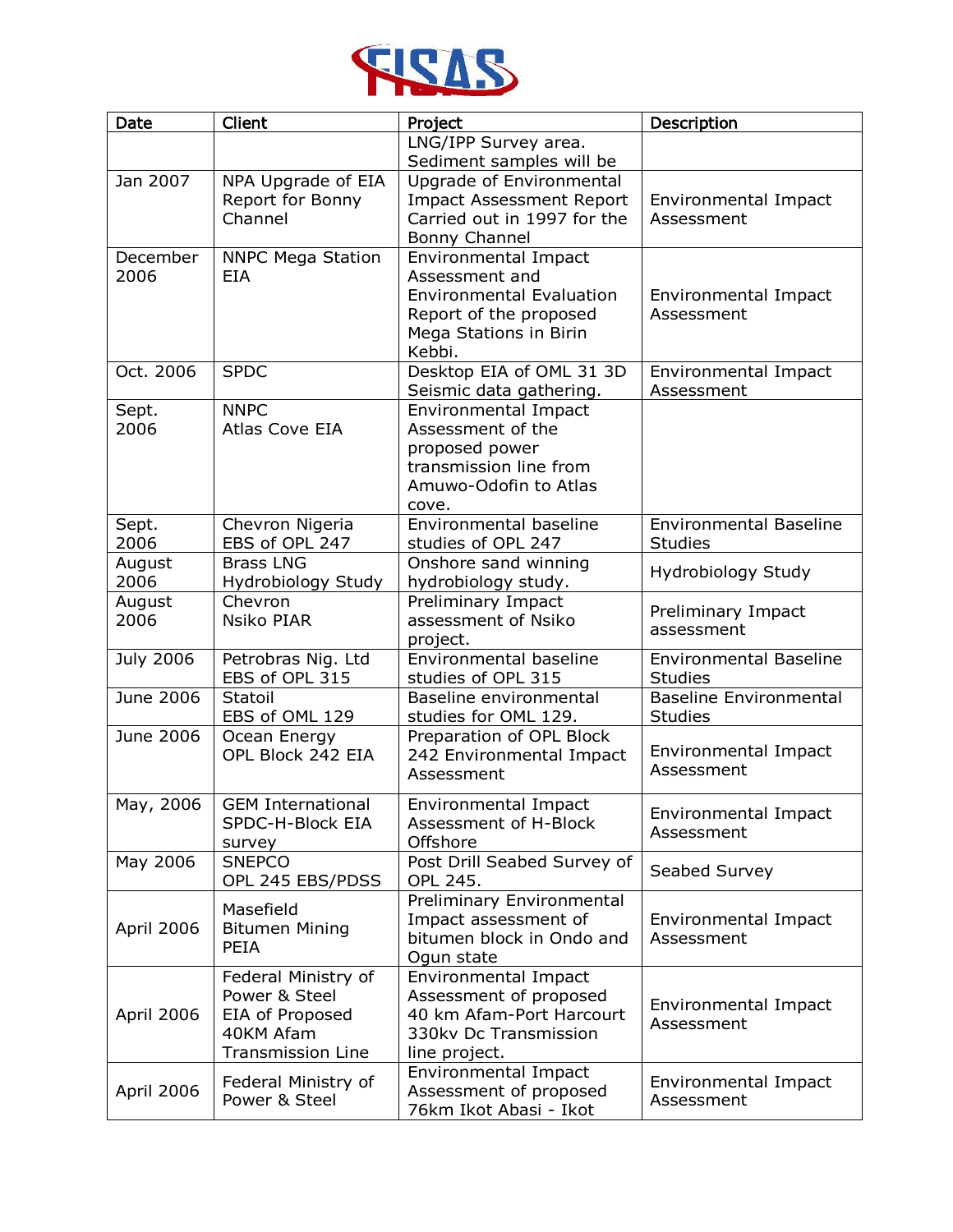| Date | Client | Project | Description |
|---|---|---|---|
| | | LNG/IPP Survey area. Sediment samples will be | |
| Jan 2007 | NPA Upgrade of EIA Report for Bonny Channel | Upgrade of Environmental Impact Assessment Report Carried out in 1997 for the Bonny Channel | Environmental Impact Assessment |
| December 2006 | NNPC Mega Station EIA | Environmental Impact Assessment and Environmental Evaluation Report of the proposed Mega Stations in Birin Kebbi. | Environmental Impact Assessment |
| Oct. 2006 | SPDC | Desktop EIA of OML 31 3D Seismic data gathering. | Environmental Impact Assessment |
| Sept. 2006 | NNPC Atlas Cove EIA | Environmental Impact Assessment of the proposed power transmission line from Amuwo-Odofin to Atlas cove. | |
| Sept. 2006 | Chevron Nigeria EBS of OPL 247 | Environmental baseline studies of OPL 247 | Environmental Baseline Studies |
| August 2006 | Brass LNG Hydrobiology Study | Onshore sand winning hydrobiology study. | Hydrobiology Study |
| August 2006 | Chevron Nsiko PIAR | Preliminary Impact assessment of Nsiko project. | Preliminary Impact assessment |
| July 2006 | Petrobras Nig. Ltd EBS of OPL 315 | Environmental baseline studies of OPL 315 | Environmental Baseline Studies |
| June 2006 | Statoil EBS of OML 129 | Baseline environmental studies for OML 129. | Baseline Environmental Studies |
| June 2006 | Ocean Energy OPL Block 242 EIA | Preparation of OPL Block 242 Environmental Impact Assessment | Environmental Impact Assessment |
| May, 2006 | GEM International SPDC-H-Block EIA survey | Environmental Impact Assessment of H-Block Offshore | Environmental Impact Assessment |
| May 2006 | SNEPCO OPL 245 EBS/PDSS | Post Drill Seabed Survey of OPL 245. | Seabed Survey |
| April 2006 | Masefield Bitumen Mining PEIA | Preliminary Environmental Impact assessment of bitumen block in Ondo and Ogun state | Environmental Impact Assessment |
| April 2006 | Federal Ministry of Power & Steel EIA of Proposed 40KM Afam Transmission Line | Environmental Impact Assessment of proposed 40 km Afam-Port Harcourt 330kv Dc Transmission line project. | Environmental Impact Assessment |
| April 2006 | Federal Ministry of Power & Steel | Environmental Impact Assessment of proposed 76km Ikot Abasi - Ikot | Environmental Impact Assessment |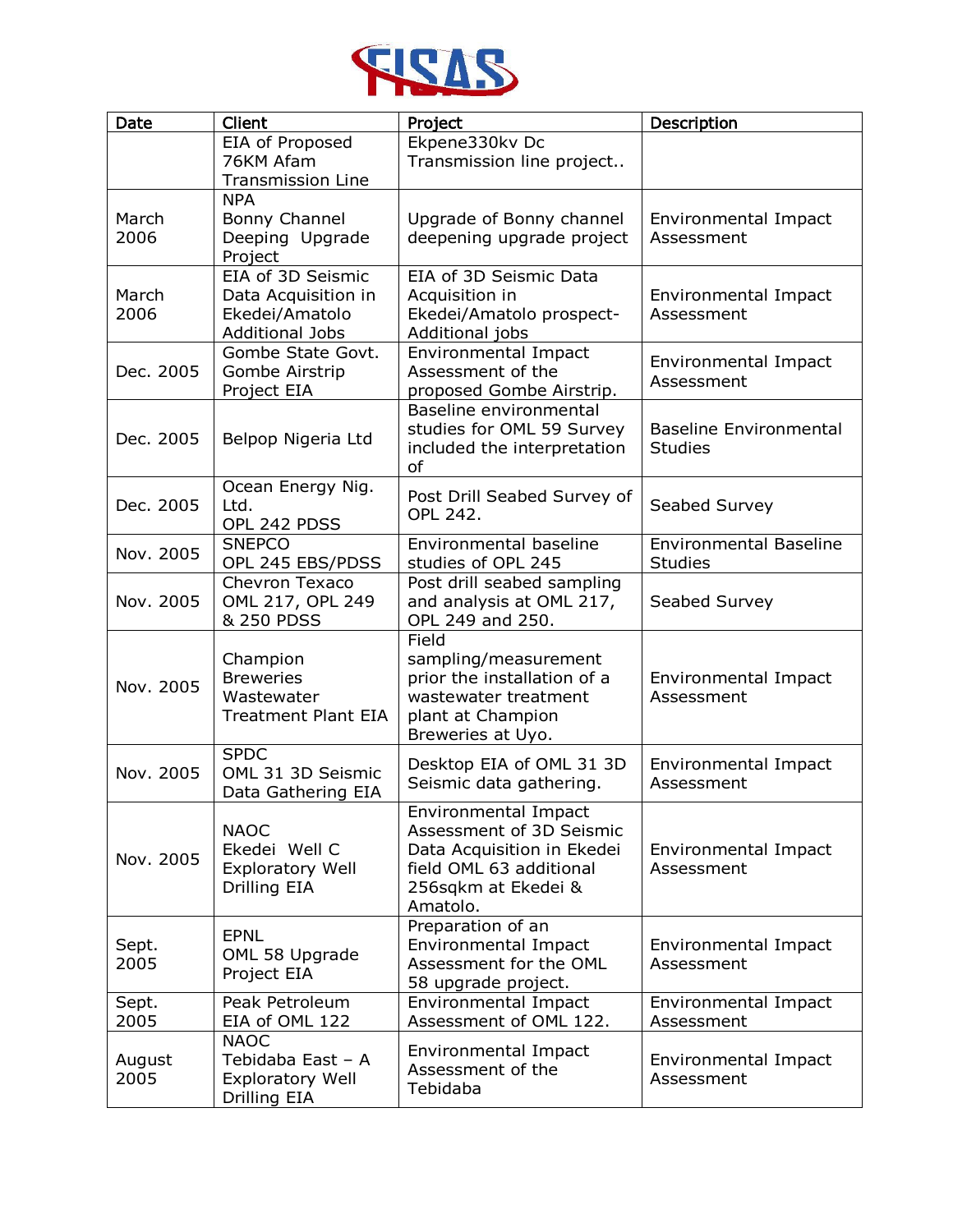| Date | Client | Project | Description |
|---|---|---|---|
| | EIA of Proposed 76KM Afam Transmission Line | Ekpene330kv Dc Transmission line project.. | |
| March 2006 | NPA Bonny Channel Deeping Upgrade Project | Upgrade of Bonny channel deepening upgrade project | Environmental Impact Assessment |
| March 2006 | EIA of 3D Seismic Data Acquisition in Ekedei/Amatolo Additional Jobs | EIA of 3D Seismic Data Acquisition in Ekedei/Amatolo prospect-Additional jobs | Environmental Impact Assessment |
| Dec. 2005 | Gombe State Govt. Gombe Airstrip Project EIA | Environmental Impact Assessment of the proposed Gombe Airstrip. | Environmental Impact Assessment |
| Dec. 2005 | Belpop Nigeria Ltd | Baseline environmental studies for OML 59 Survey included the interpretation of | Baseline Environmental Studies |
| Dec. 2005 | Ocean Energy Nig. Ltd. OPL 242 PDSS | Post Drill Seabed Survey of OPL 242. | Seabed Survey |
| Nov. 2005 | SNEPCO OPL 245 EBS/PDSS | Environmental baseline studies of OPL 245 | Environmental Baseline Studies |
| Nov. 2005 | Chevron Texaco OML 217, OPL 249 & 250 PDSS | Post drill seabed sampling and analysis at OML 217, OPL 249 and 250. | Seabed Survey |
| Nov. 2005 | Champion Breweries Wastewater Treatment Plant EIA | Field sampling/measurement prior the installation of a wastewater treatment plant at Champion Breweries at Uyo. | Environmental Impact Assessment |
| Nov. 2005 | SPDC OML 31 3D Seismic Data Gathering EIA | Desktop EIA of OML 31 3D Seismic data gathering. | Environmental Impact Assessment |
| Nov. 2005 | NAOC Ekedei Well C Exploratory Well Drilling EIA | Environmental Impact Assessment of 3D Seismic Data Acquisition in Ekedei field OML 63 additional 256sqkm at Ekedei & Amatolo. | Environmental Impact Assessment |
| Sept. 2005 | EPNL OML 58 Upgrade Project EIA | Preparation of an Environmental Impact Assessment for the OML 58 upgrade project. | Environmental Impact Assessment |
| Sept. 2005 | Peak Petroleum EIA of OML 122 | Environmental Impact Assessment of OML 122. | Environmental Impact Assessment |
| August 2005 | NAOC Tebidaba East – A Exploratory Well Drilling EIA | Environmental Impact Assessment of the Tebidaba | Environmental Impact Assessment |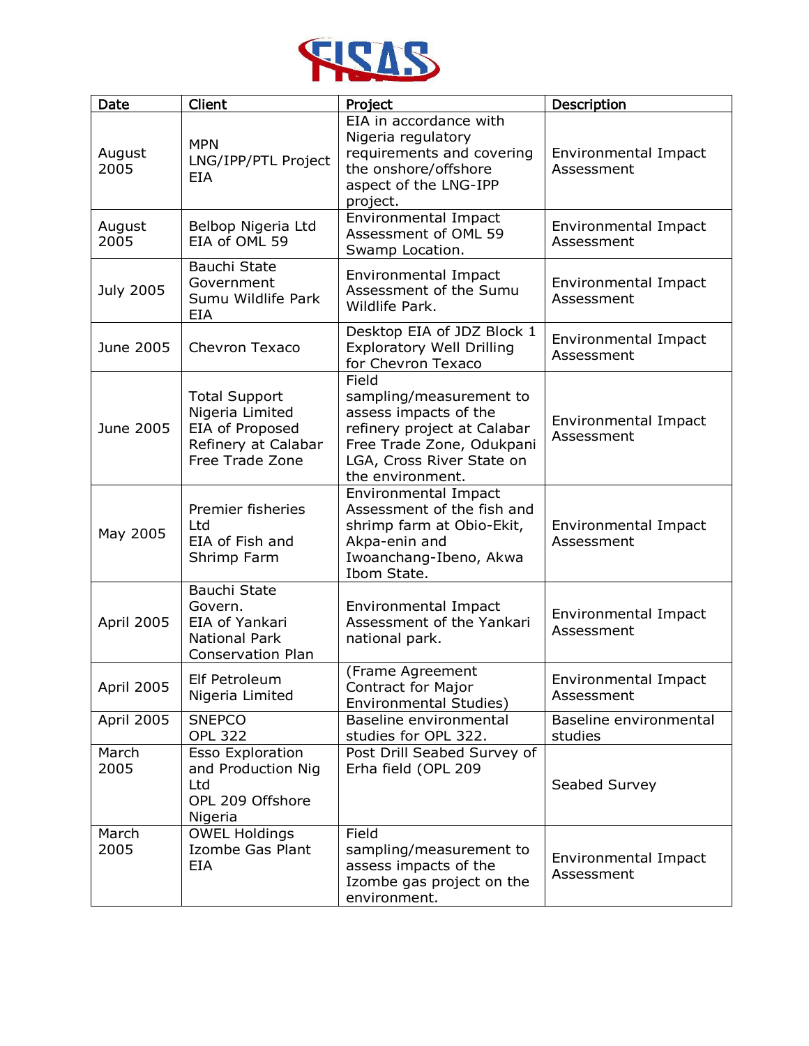| Date | Client | Project | Description |
|---|---|---|---|
| August 2005 | MPN LNG/IPP/PTL Project EIA | EIA in accordance with Nigeria regulatory requirements and covering the onshore/offshore aspect of the LNG-IPP project. | Environmental Impact Assessment |
| August 2005 | Belbop Nigeria Ltd EIA of OML 59 | Environmental Impact Assessment of OML 59 Swamp Location. | Environmental Impact Assessment |
| July 2005 | Bauchi State Government Sumu Wildlife Park EIA | Environmental Impact Assessment of the Sumu Wildlife Park. | Environmental Impact Assessment |
| June 2005 | Chevron Texaco | Desktop EIA of JDZ Block 1 Exploratory Well Drilling for Chevron Texaco | Environmental Impact Assessment |
| June 2005 | Total Support Nigeria Limited EIA of Proposed Refinery at Calabar Free Trade Zone | Field sampling/measurement to assess impacts of the refinery project at Calabar Free Trade Zone, Odukpani LGA, Cross River State on the environment. | Environmental Impact Assessment |
| May 2005 | Premier fisheries Ltd EIA of Fish and Shrimp Farm | Environmental Impact Assessment of the fish and shrimp farm at Obio-Ekit, Akpa-enin and Iwoanchang-Ibeno, Akwa Ibom State. | Environmental Impact Assessment |
| April 2005 | Bauchi State Govern. EIA of Yankari National Park Conservation Plan | Environmental Impact Assessment of the Yankari national park. | Environmental Impact Assessment |
| April 2005 | Elf Petroleum Nigeria Limited | (Frame Agreement Contract for Major Environmental Studies) | Environmental Impact Assessment |
| April 2005 | SNEPCO OPL 322 | Baseline environmental studies for OPL 322. | Baseline environmental studies |
| March 2005 | Esso Exploration and Production Nig Ltd OPL 209 Offshore Nigeria | Post Drill Seabed Survey of Erha field (OPL 209 | Seabed Survey |
| March 2005 | OWEL Holdings Izombe Gas Plant EIA | Field sampling/measurement to assess impacts of the Izombe gas project on the environment. | Environmental Impact Assessment |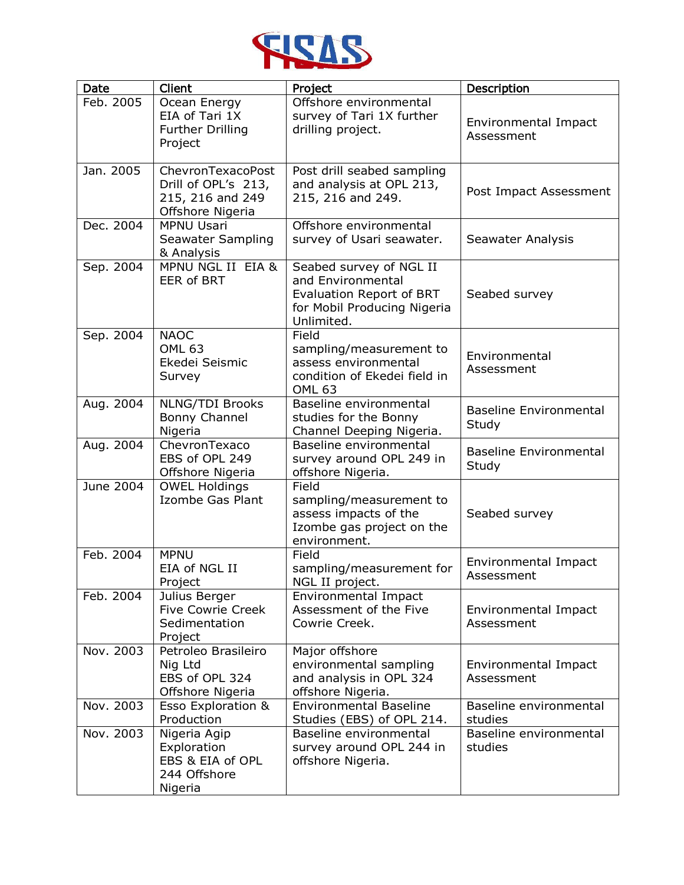| Date | Client | Project | Description |
|---|---|---|---|
| Feb. 2005 | Ocean Energy EIA of Tari 1X Further Drilling Project | Offshore environmental survey of Tari 1X further drilling project. | Environmental Impact Assessment |
| Jan. 2005 | ChevronTexacoPost Drill of OPL's 213, 215, 216 and 249 Offshore Nigeria | Post drill seabed sampling and analysis at OPL 213, 215, 216 and 249. | Post Impact Assessment |
| Dec. 2004 | MPNU Usari Seawater Sampling & Analysis | Offshore environmental survey of Usari seawater. | Seawater Analysis |
| Sep. 2004 | MPNU NGL II EIA & EER of BRT | Seabed survey of NGL II and Environmental Evaluation Report of BRT for Mobil Producing Nigeria Unlimited. | Seabed survey |
| Sep. 2004 | NAOC OML 63 Ekedei Seismic Survey | Field sampling/measurement to assess environmental condition of Ekedei field in OML 63 | Environmental Assessment |
| Aug. 2004 | NLNG/TDI Brooks Bonny Channel Nigeria | Baseline environmental studies for the Bonny Channel Deeping Nigeria. | Baseline Environmental Study |
| Aug. 2004 | ChevronTexaco EBS of OPL 249 Offshore Nigeria | Baseline environmental survey around OPL 249 in offshore Nigeria. | Baseline Environmental Study |
| June 2004 | OWEL Holdings Izombe Gas Plant | Field sampling/measurement to assess impacts of the Izombe gas project on the environment. | Seabed survey |
| Feb. 2004 | MPNU EIA of NGL II Project | Field sampling/measurement for NGL II project. | Environmental Impact Assessment |
| Feb. 2004 | Julius Berger Five Cowrie Creek Sedimentation Project | Environmental Impact Assessment of the Five Cowrie Creek. | Environmental Impact Assessment |
| Nov. 2003 | Petroleo Brasileiro Nig Ltd EBS of OPL 324 Offshore Nigeria | Major offshore environmental sampling and analysis in OPL 324 offshore Nigeria. | Environmental Impact Assessment |
| Nov. 2003 | Esso Exploration & Production | Environmental Baseline Studies (EBS) of OPL 214. | Baseline environmental studies |
| Nov. 2003 | Nigeria Agip Exploration EBS & EIA of OPL 244 Offshore Nigeria | Baseline environmental survey around OPL 244 in offshore Nigeria. | Baseline environmental studies |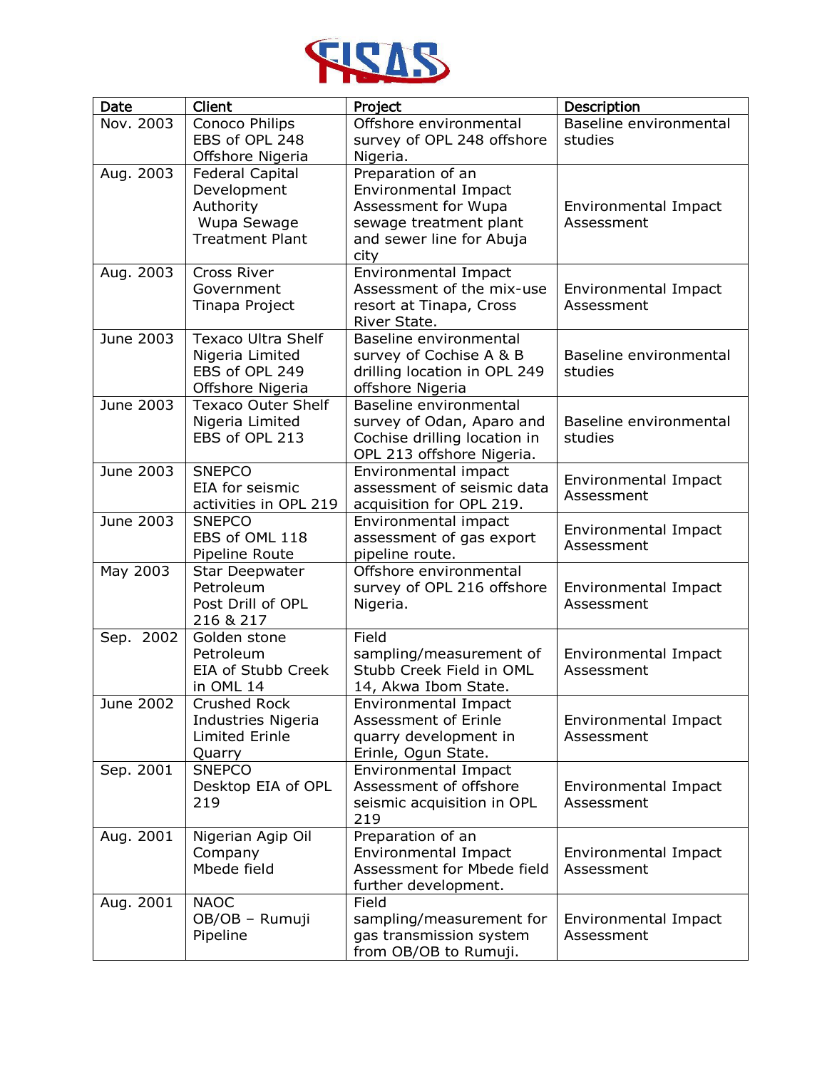| Date | Client | Project | Description |
|---|---|---|---|
| Nov. 2003 | Conoco Philips EBS of OPL 248 Offshore Nigeria | Offshore environmental survey of OPL 248 offshore Nigeria. | Baseline environmental studies |
| Aug. 2003 | Federal Capital Development Authority Wupa Sewage Treatment Plant | Preparation of an Environmental Impact Assessment for Wupa sewage treatment plant and sewer line for Abuja city | Environmental Impact Assessment |
| Aug. 2003 | Cross River Government Tinapa Project | Environmental Impact Assessment of the mix-use resort at Tinapa, Cross River State. | Environmental Impact Assessment |
| June 2003 | Texaco Ultra Shelf Nigeria Limited EBS of OPL 249 Offshore Nigeria | Baseline environmental survey of Cochise A & B drilling location in OPL 249 offshore Nigeria | Baseline environmental studies |
| June 2003 | Texaco Outer Shelf Nigeria Limited EBS of OPL 213 | Baseline environmental survey of Odan, Aparo and Cochise drilling location in OPL 213 offshore Nigeria. | Baseline environmental studies |
| June 2003 | SNEPCO EIA for seismic activities in OPL 219 | Environmental impact assessment of seismic data acquisition for OPL 219. | Environmental Impact Assessment |
| June 2003 | SNEPCO EBS of OML 118 Pipeline Route | Environmental impact assessment of gas export pipeline route. | Environmental Impact Assessment |
| May 2003 | Star Deepwater Petroleum Post Drill of OPL 216 & 217 | Offshore environmental survey of OPL 216 offshore Nigeria. | Environmental Impact Assessment |
| Sep. 2002 | Golden stone Petroleum EIA of Stubb Creek in OML 14 | Field sampling/measurement of Stubb Creek Field in OML 14, Akwa Ibom State. | Environmental Impact Assessment |
| June 2002 | Crushed Rock Industries Nigeria Limited Erinle Quarry | Environmental Impact Assessment of Erinle quarry development in Erinle, Ogun State. | Environmental Impact Assessment |
| Sep. 2001 | SNEPCO Desktop EIA of OPL 219 | Environmental Impact Assessment of offshore seismic acquisition in OPL 219 | Environmental Impact Assessment |
| Aug. 2001 | Nigerian Agip Oil Company Mbede field | Preparation of an Environmental Impact Assessment for Mbede field further development. | Environmental Impact Assessment |
| Aug. 2001 | NAOC OB/OB – Rumuji Pipeline | Field sampling/measurement for gas transmission system from OB/OB to Rumuji. | Environmental Impact Assessment |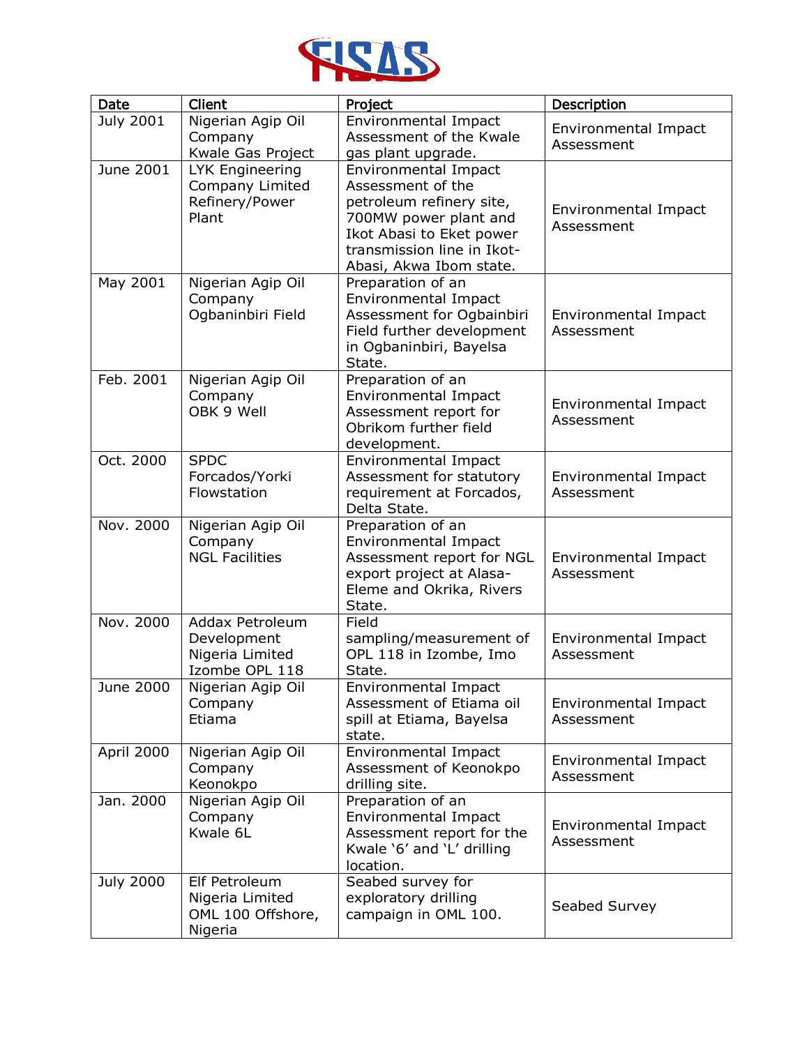| Date | Client | Project | Description |
|---|---|---|---|
| July 2001 | Nigerian Agip Oil Company Kwale Gas Project | Environmental Impact Assessment of the Kwale gas plant upgrade. | Environmental Impact Assessment |
| June 2001 | LYK Engineering Company Limited Refinery/Power Plant | Environmental Impact Assessment of the petroleum refinery site, 700MW power plant and Ikot Abasi to Eket power transmission line in Ikot-Abasi, Akwa Ibom state. | Environmental Impact Assessment |
| May 2001 | Nigerian Agip Oil Company Ogbaninbiri Field | Preparation of an Environmental Impact Assessment for Ogbainbiri Field further development in Ogbaninbiri, Bayelsa State. | Environmental Impact Assessment |
| Feb. 2001 | Nigerian Agip Oil Company OBK 9 Well | Preparation of an Environmental Impact Assessment report for Obrikom further field development. | Environmental Impact Assessment |
| Oct. 2000 | SPDC Forcados/Yorki Flowstation | Environmental Impact Assessment for statutory requirement at Forcados, Delta State. | Environmental Impact Assessment |
| Nov. 2000 | Nigerian Agip Oil Company NGL Facilities | Preparation of an Environmental Impact Assessment report for NGL export project at Alasa-Eleme and Okrika, Rivers State. | Environmental Impact Assessment |
| Nov. 2000 | Addax Petroleum Development Nigeria Limited Izombe OPL 118 | Field sampling/measurement of OPL 118 in Izombe, Imo State. | Environmental Impact Assessment |
| June 2000 | Nigerian Agip Oil Company Etiama | Environmental Impact Assessment of Etiama oil spill at Etiama, Bayelsa state. | Environmental Impact Assessment |
| April 2000 | Nigerian Agip Oil Company Keonokpo | Environmental Impact Assessment of Keonokpo drilling site. | Environmental Impact Assessment |
| Jan. 2000 | Nigerian Agip Oil Company Kwale 6L | Preparation of an Environmental Impact Assessment report for the Kwale '6' and 'L' drilling location. | Environmental Impact Assessment |
| July 2000 | Elf Petroleum Nigeria Limited OML 100 Offshore, Nigeria | Seabed survey for exploratory drilling campaign in OML 100. | Seabed Survey |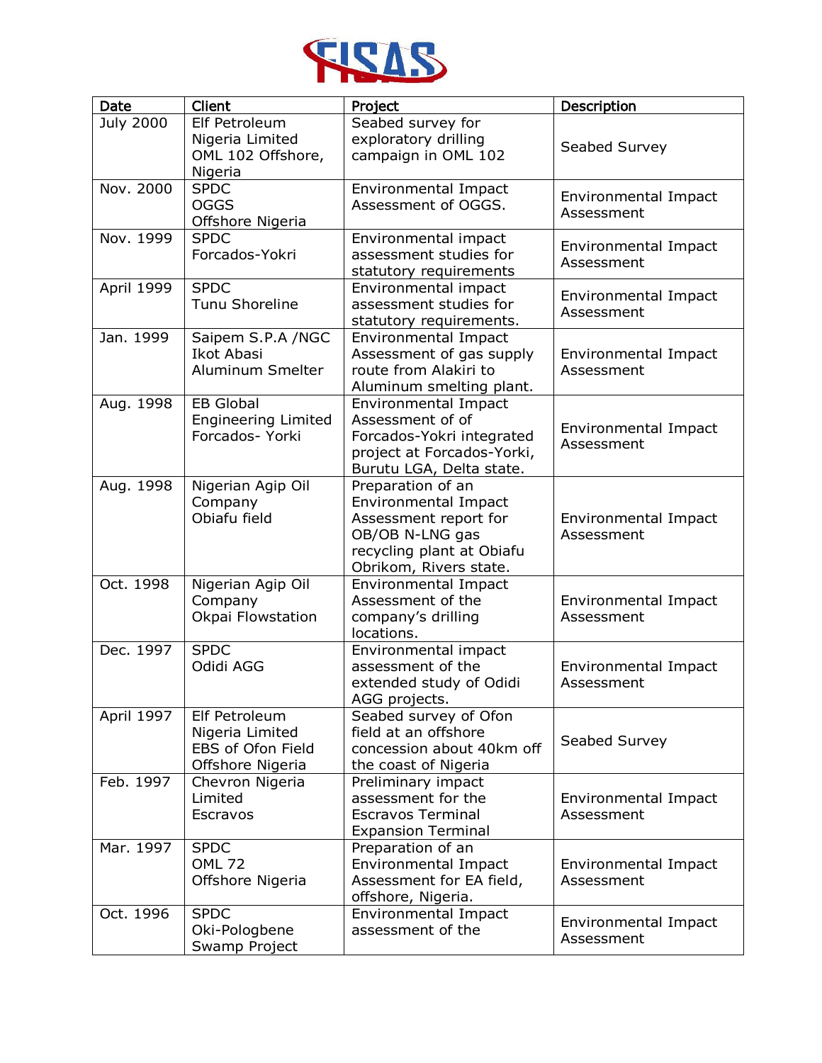| Date | Client | Project | Description |
| --- | --- | --- | --- |
| July 2000 | Elf Petroleum Nigeria Limited OML 102 Offshore, Nigeria | Seabed survey for exploratory drilling campaign in OML 102 | Seabed Survey |
| Nov. 2000 | SPDC OGGS Offshore Nigeria | Environmental Impact Assessment of OGGS. | Environmental Impact Assessment |
| Nov. 1999 | SPDC Forcados-Yokri | Environmental impact assessment studies for statutory requirements | Environmental Impact Assessment |
| April 1999 | SPDC Tunu Shoreline | Environmental impact assessment studies for statutory requirements. | Environmental Impact Assessment |
| Jan. 1999 | Saipem S.P.A /NGC Ikot Abasi Aluminum Smelter | Environmental Impact Assessment of gas supply route from Alakiri to Aluminum smelting plant. | Environmental Impact Assessment |
| Aug. 1998 | EB Global Engineering Limited Forcados- Yorki | Environmental Impact Assessment of of Forcados-Yokri integrated project at Forcados-Yorki, Burutu LGA, Delta state. | Environmental Impact Assessment |
| Aug. 1998 | Nigerian Agip Oil Company Obiafu field | Preparation of an Environmental Impact Assessment report for OB/OB N-LNG gas recycling plant at Obiafu Obrikom, Rivers state. | Environmental Impact Assessment |
| Oct. 1998 | Nigerian Agip Oil Company Okpai Flowstation | Environmental Impact Assessment of the company's drilling locations. | Environmental Impact Assessment |
| Dec. 1997 | SPDC Odidi AGG | Environmental impact assessment of the extended study of Odidi AGG projects. | Environmental Impact Assessment |
| April 1997 | Elf Petroleum Nigeria Limited EBS of Ofon Field Offshore Nigeria | Seabed survey of Ofon field at an offshore concession about 40km off the coast of Nigeria | Seabed Survey |
| Feb. 1997 | Chevron Nigeria Limited Escravos | Preliminary impact assessment for the Escravos Terminal Expansion Terminal | Environmental Impact Assessment |
| Mar. 1997 | SPDC OML 72 Offshore Nigeria | Preparation of an Environmental Impact Assessment for EA field, offshore, Nigeria. | Environmental Impact Assessment |
| Oct. 1996 | SPDC Oki-Pologbene Swamp Project | Environmental Impact assessment of the | Environmental Impact Assessment |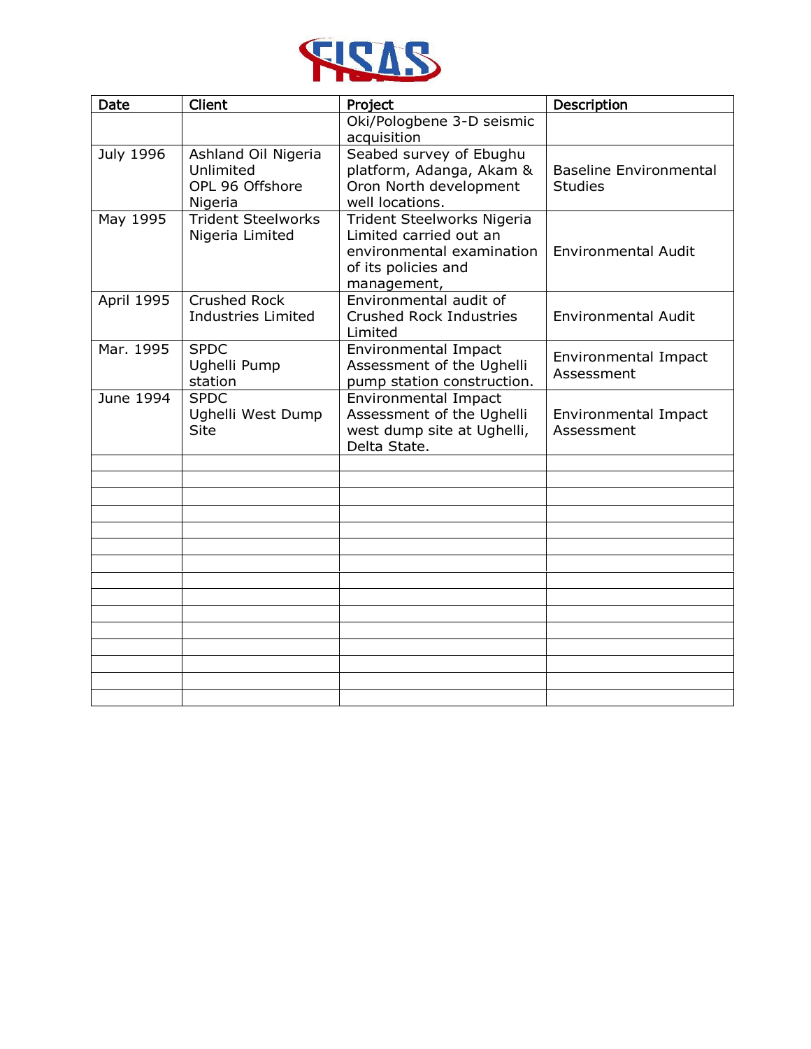| Date | Client | Project | Description |
|---|---|---|---|
| | | Oki/Pologbene 3-D seismic acquisition | |
| July 1996 | Ashland Oil Nigeria Unlimited OPL 96 Offshore Nigeria | Seabed survey of Ebughu platform, Adanga, Akam & Oron North development well locations. | Baseline Environmental Studies |
| May 1995 | Trident Steelworks Nigeria Limited | Trident Steelworks Nigeria Limited carried out an environmental examination of its policies and management, | Environmental Audit |
| April 1995 | Crushed Rock Industries Limited | Environmental audit of Crushed Rock Industries Limited | Environmental Audit |
| Mar. 1995 | SPDC Ughelli Pump station | Environmental Impact Assessment of the Ughelli pump station construction. | Environmental Impact Assessment |
| June 1994 | SPDC Ughelli West Dump Site | Environmental Impact Assessment of the Ughelli west dump site at Ughelli, Delta State. | Environmental Impact Assessment |
| | | | |
| | | | |
| | | | |
| | | | |
| | | | |
| | | | |
| | | | |
| | | | |
| | | | |
| | | | |
| | | | |
| | | | |
| | | | |
| | | | |
| | | | |